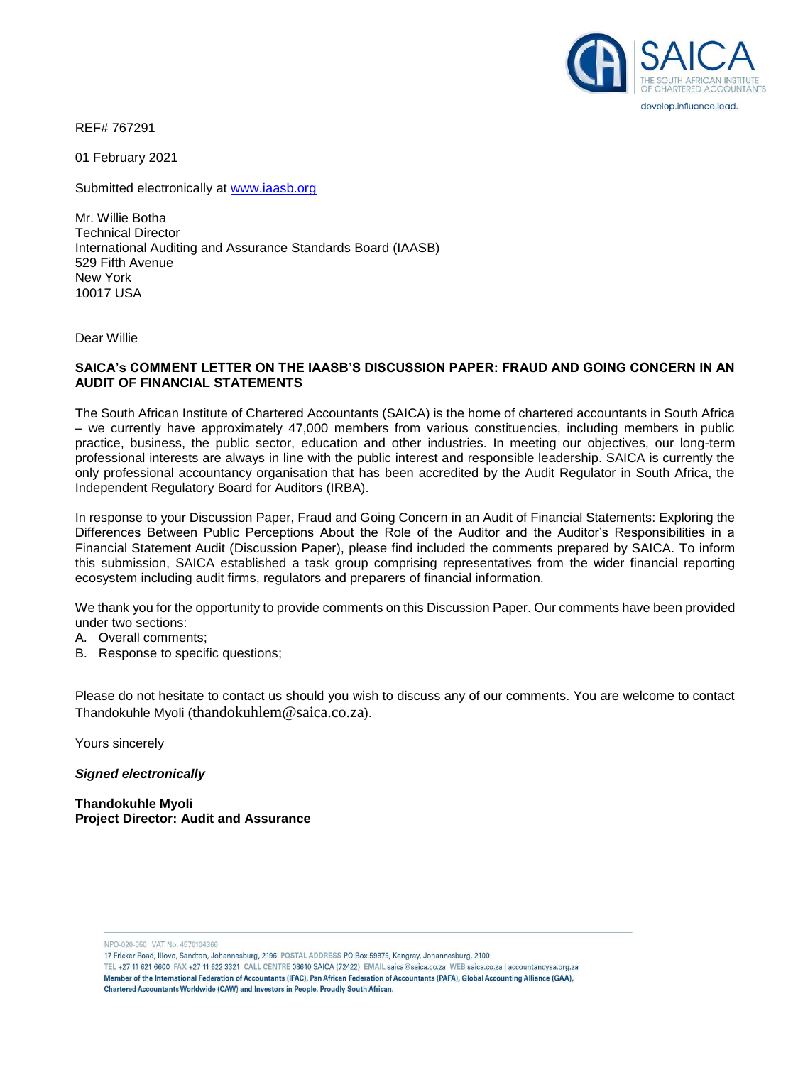REF# 767291

01 February 2021

Submitted electronically at [www.iaasb.org](www.iaasb.org)

Mr. Willie Botha
Technical Director
International Auditing and Assurance Standards Board (IAASB)
529 Fifth Avenue
New York
10017 USA

Dear Willie

**SAICA's COMMENT LETTER ON THE IAASB'S DISCUSSION PAPER: FRAUD AND GOING CONCERN IN AN AUDIT OF FINANCIAL STATEMENTS**

The South African Institute of Chartered Accountants (SAICA) is the home of chartered accountants in South Africa – we currently have approximately 47,000 members from various constituencies, including members in public practice, business, the public sector, education and other industries. In meeting our objectives, our long-term professional interests are always in line with the public interest and responsible leadership. SAICA is currently the only professional accountancy organisation that has been accredited by the Audit Regulator in South Africa, the Independent Regulatory Board for Auditors (IRBA).

In response to your Discussion Paper, Fraud and Going Concern in an Audit of Financial Statements: Exploring the Differences Between Public Perceptions About the Role of the Auditor and the Auditor's Responsibilities in a Financial Statement Audit (Discussion Paper), please find included the comments prepared by SAICA. To inform this submission, SAICA established a task group comprising representatives from the wider financial reporting ecosystem including audit firms, regulators and preparers of financial information.

We thank you for the opportunity to provide comments on this Discussion Paper. Our comments have been provided under two sections:

A. Overall comments;
B. Response to specific questions;

Please do not hesitate to contact us should you wish to discuss any of our comments. You are welcome to contact Thandokuhle Myoli (thandokuhlem@saica.co.za).

Yours sincerely

***Signed electronically***

**Thandokuhle Myoli**
**Project Director: Audit and Assurance**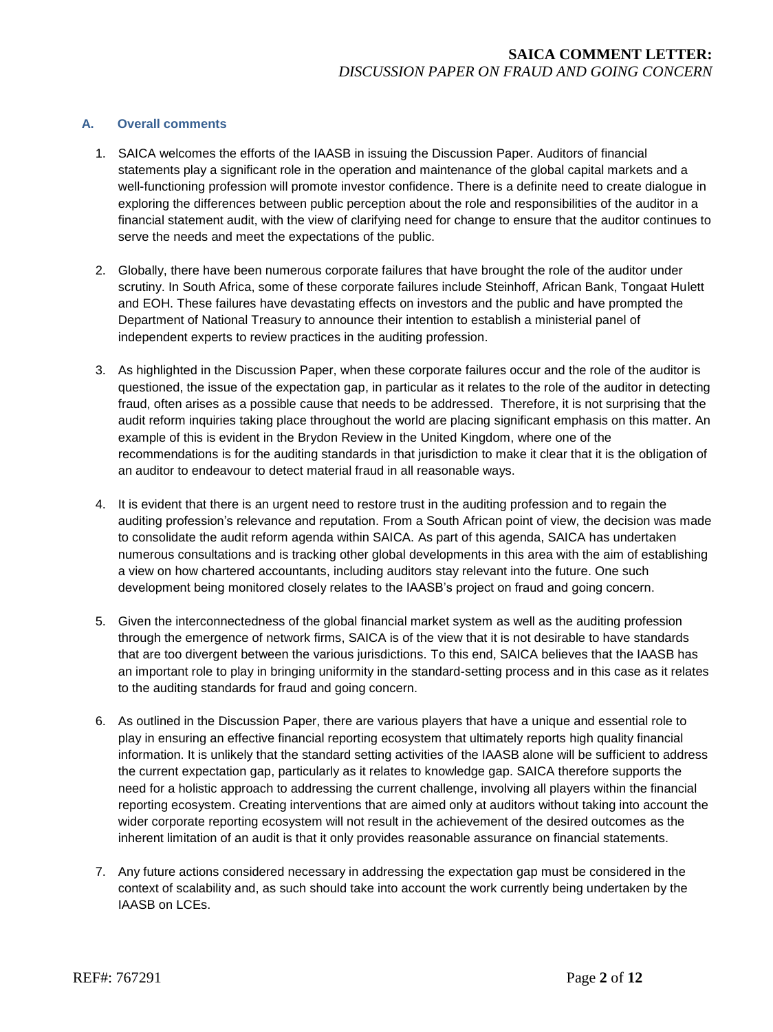## A. Overall comments

1. SAICA welcomes the efforts of the IAASB in issuing the Discussion Paper. Auditors of financial statements play a significant role in the operation and maintenance of the global capital markets and a well-functioning profession will promote investor confidence. There is a definite need to create dialogue in exploring the differences between public perception about the role and responsibilities of the auditor in a financial statement audit, with the view of clarifying need for change to ensure that the auditor continues to serve the needs and meet the expectations of the public.

2. Globally, there have been numerous corporate failures that have brought the role of the auditor under scrutiny. In South Africa, some of these corporate failures include Steinhoff, African Bank, Tongaat Hulett and EOH. These failures have devastating effects on investors and the public and have prompted the Department of National Treasury to announce their intention to establish a ministerial panel of independent experts to review practices in the auditing profession.

3. As highlighted in the Discussion Paper, when these corporate failures occur and the role of the auditor is questioned, the issue of the expectation gap, in particular as it relates to the role of the auditor in detecting fraud, often arises as a possible cause that needs to be addressed. Therefore, it is not surprising that the audit reform inquiries taking place throughout the world are placing significant emphasis on this matter. An example of this is evident in the Brydon Review in the United Kingdom, where one of the recommendations is for the auditing standards in that jurisdiction to make it clear that it is the obligation of an auditor to endeavour to detect material fraud in all reasonable ways.

4. It is evident that there is an urgent need to restore trust in the auditing profession and to regain the auditing profession's relevance and reputation. From a South African point of view, the decision was made to consolidate the audit reform agenda within SAICA. As part of this agenda, SAICA has undertaken numerous consultations and is tracking other global developments in this area with the aim of establishing a view on how chartered accountants, including auditors stay relevant into the future. One such development being monitored closely relates to the IAASB's project on fraud and going concern.

5. Given the interconnectedness of the global financial market system as well as the auditing profession through the emergence of network firms, SAICA is of the view that it is not desirable to have standards that are too divergent between the various jurisdictions. To this end, SAICA believes that the IAASB has an important role to play in bringing uniformity in the standard-setting process and in this case as it relates to the auditing standards for fraud and going concern.

6. As outlined in the Discussion Paper, there are various players that have a unique and essential role to play in ensuring an effective financial reporting ecosystem that ultimately reports high quality financial information. It is unlikely that the standard setting activities of the IAASB alone will be sufficient to address the current expectation gap, particularly as it relates to knowledge gap. SAICA therefore supports the need for a holistic approach to addressing the current challenge, involving all players within the financial reporting ecosystem. Creating interventions that are aimed only at auditors without taking into account the wider corporate reporting ecosystem will not result in the achievement of the desired outcomes as the inherent limitation of an audit is that it only provides reasonable assurance on financial statements.

7. Any future actions considered necessary in addressing the expectation gap must be considered in the context of scalability and, as such should take into account the work currently being undertaken by the IAASB on LCEs.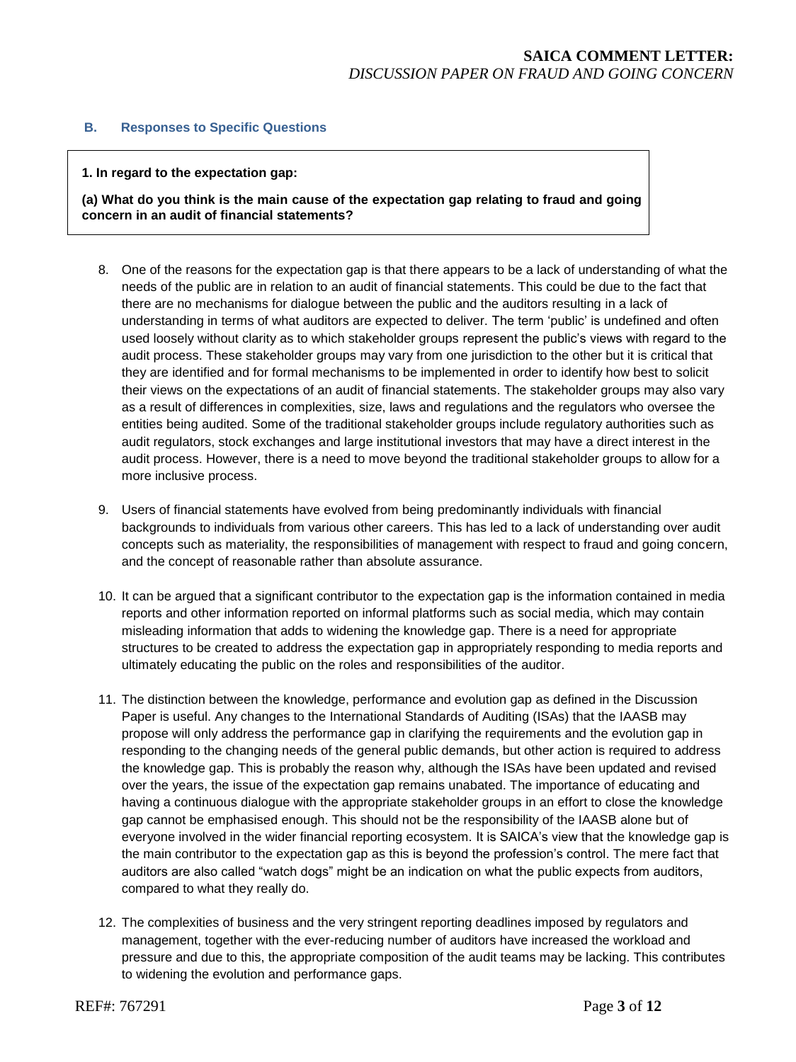### B. Responses to Specific Questions

**1. In regard to the expectation gap:**

**(a) What do you think is the main cause of the expectation gap relating to fraud and going concern in an audit of financial statements?**

8. One of the reasons for the expectation gap is that there appears to be a lack of understanding of what the needs of the public are in relation to an audit of financial statements. This could be due to the fact that there are no mechanisms for dialogue between the public and the auditors resulting in a lack of understanding in terms of what auditors are expected to deliver. The term 'public' is undefined and often used loosely without clarity as to which stakeholder groups represent the public's views with regard to the audit process. These stakeholder groups may vary from one jurisdiction to the other but it is critical that they are identified and for formal mechanisms to be implemented in order to identify how best to solicit their views on the expectations of an audit of financial statements. The stakeholder groups may also vary as a result of differences in complexities, size, laws and regulations and the regulators who oversee the entities being audited. Some of the traditional stakeholder groups include regulatory authorities such as audit regulators, stock exchanges and large institutional investors that may have a direct interest in the audit process. However, there is a need to move beyond the traditional stakeholder groups to allow for a more inclusive process.

9. Users of financial statements have evolved from being predominantly individuals with financial backgrounds to individuals from various other careers. This has led to a lack of understanding over audit concepts such as materiality, the responsibilities of management with respect to fraud and going concern, and the concept of reasonable rather than absolute assurance.

10. It can be argued that a significant contributor to the expectation gap is the information contained in media reports and other information reported on informal platforms such as social media, which may contain misleading information that adds to widening the knowledge gap. There is a need for appropriate structures to be created to address the expectation gap in appropriately responding to media reports and ultimately educating the public on the roles and responsibilities of the auditor.

11. The distinction between the knowledge, performance and evolution gap as defined in the Discussion Paper is useful. Any changes to the International Standards of Auditing (ISAs) that the IAASB may propose will only address the performance gap in clarifying the requirements and the evolution gap in responding to the changing needs of the general public demands, but other action is required to address the knowledge gap. This is probably the reason why, although the ISAs have been updated and revised over the years, the issue of the expectation gap remains unabated. The importance of educating and having a continuous dialogue with the appropriate stakeholder groups in an effort to close the knowledge gap cannot be emphasised enough. This should not be the responsibility of the IAASB alone but of everyone involved in the wider financial reporting ecosystem. It is SAICA's view that the knowledge gap is the main contributor to the expectation gap as this is beyond the profession's control. The mere fact that auditors are also called "watch dogs" might be an indication on what the public expects from auditors, compared to what they really do.

12. The complexities of business and the very stringent reporting deadlines imposed by regulators and management, together with the ever-reducing number of auditors have increased the workload and pressure and due to this, the appropriate composition of the audit teams may be lacking. This contributes to widening the evolution and performance gaps.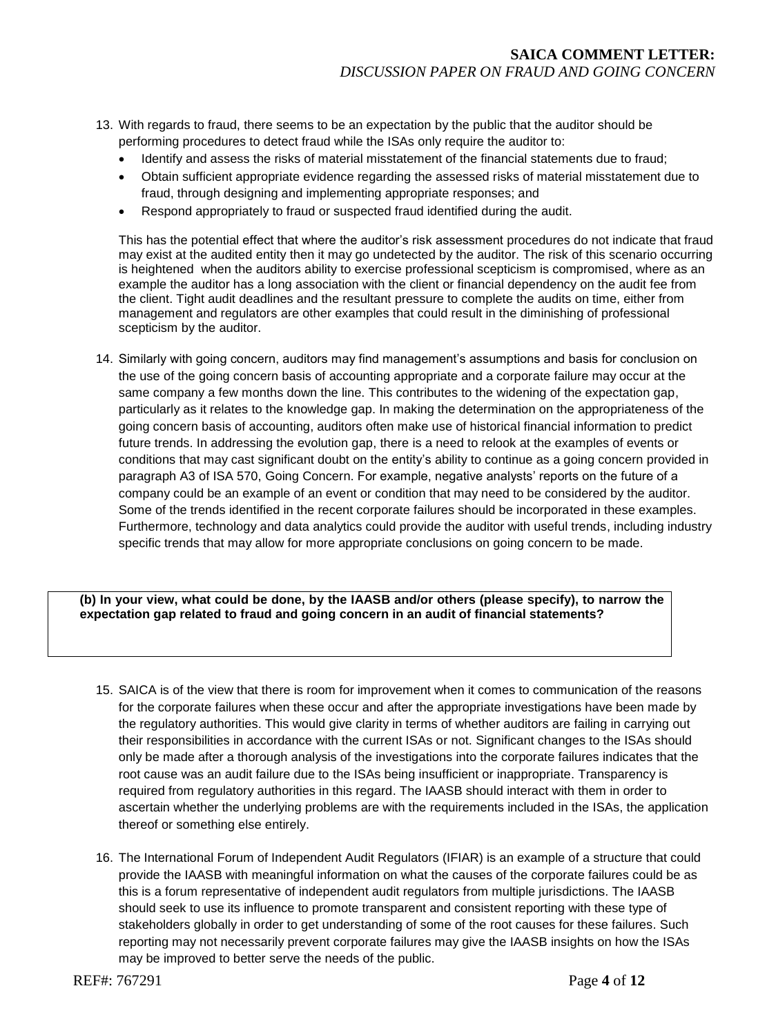13. With regards to fraud, there seems to be an expectation by the public that the auditor should be performing procedures to detect fraud while the ISAs only require the auditor to:
    - Identify and assess the risks of material misstatement of the financial statements due to fraud;
    - Obtain sufficient appropriate evidence regarding the assessed risks of material misstatement due to fraud, through designing and implementing appropriate responses; and
    - Respond appropriately to fraud or suspected fraud identified during the audit.

    This has the potential effect that where the auditor's risk assessment procedures do not indicate that fraud may exist at the audited entity then it may go undetected by the auditor. The risk of this scenario occurring is heightened when the auditors ability to exercise professional scepticism is compromised, where as an example the auditor has a long association with the client or financial dependency on the audit fee from the client. Tight audit deadlines and the resultant pressure to complete the audits on time, either from management and regulators are other examples that could result in the diminishing of professional scepticism by the auditor.

14. Similarly with going concern, auditors may find management's assumptions and basis for conclusion on the use of the going concern basis of accounting appropriate and a corporate failure may occur at the same company a few months down the line. This contributes to the widening of the expectation gap, particularly as it relates to the knowledge gap. In making the determination on the appropriateness of the going concern basis of accounting, auditors often make use of historical financial information to predict future trends. In addressing the evolution gap, there is a need to relook at the examples of events or conditions that may cast significant doubt on the entity's ability to continue as a going concern provided in paragraph A3 of ISA 570, Going Concern. For example, negative analysts' reports on the future of a company could be an example of an event or condition that may need to be considered by the auditor. Some of the trends identified in the recent corporate failures should be incorporated in these examples. Furthermore, technology and data analytics could provide the auditor with useful trends, including industry specific trends that may allow for more appropriate conclusions on going concern to be made.

**(b) In your view, what could be done, by the IAASB and/or others (please specify), to narrow the expectation gap related to fraud and going concern in an audit of financial statements?**

15. SAICA is of the view that there is room for improvement when it comes to communication of the reasons for the corporate failures when these occur and after the appropriate investigations have been made by the regulatory authorities. This would give clarity in terms of whether auditors are failing in carrying out their responsibilities in accordance with the current ISAs or not. Significant changes to the ISAs should only be made after a thorough analysis of the investigations into the corporate failures indicates that the root cause was an audit failure due to the ISAs being insufficient or inappropriate. Transparency is required from regulatory authorities in this regard. The IAASB should interact with them in order to ascertain whether the underlying problems are with the requirements included in the ISAs, the application thereof or something else entirely.

16. The International Forum of Independent Audit Regulators (IFIAR) is an example of a structure that could provide the IAASB with meaningful information on what the causes of the corporate failures could be as this is a forum representative of independent audit regulators from multiple jurisdictions. The IAASB should seek to use its influence to promote transparent and consistent reporting with these type of stakeholders globally in order to get understanding of some of the root causes for these failures. Such reporting may not necessarily prevent corporate failures may give the IAASB insights on how the ISAs may be improved to better serve the needs of the public.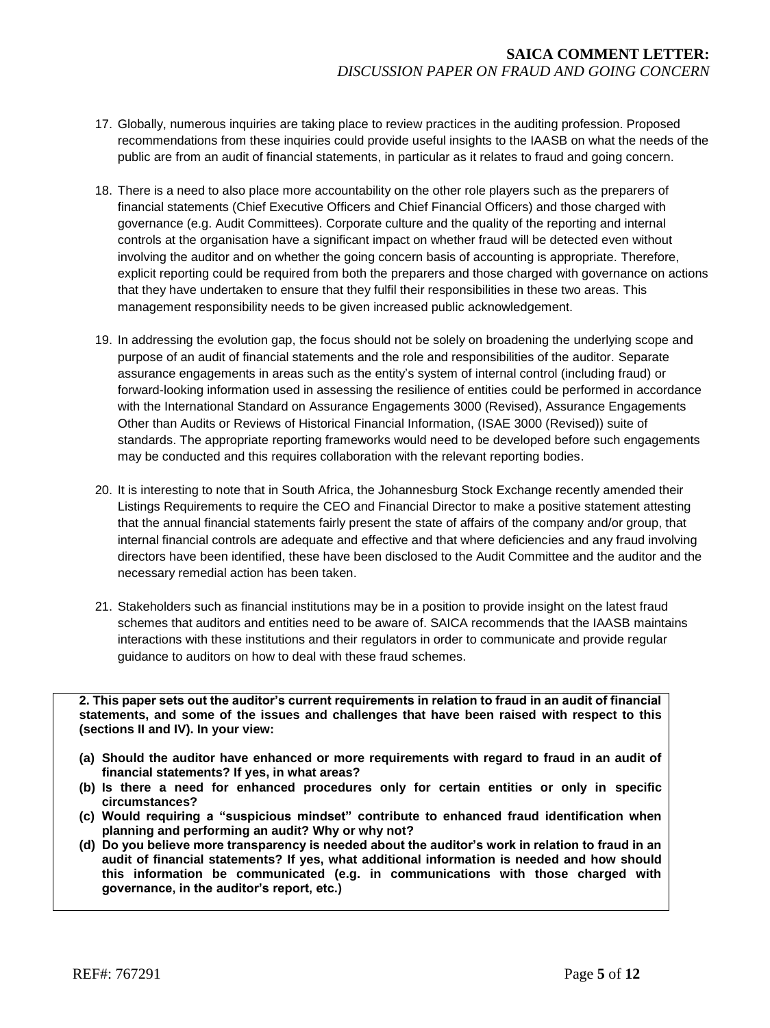17. Globally, numerous inquiries are taking place to review practices in the auditing profession. Proposed recommendations from these inquiries could provide useful insights to the IAASB on what the needs of the public are from an audit of financial statements, in particular as it relates to fraud and going concern.

18. There is a need to also place more accountability on the other role players such as the preparers of financial statements (Chief Executive Officers and Chief Financial Officers) and those charged with governance (e.g. Audit Committees). Corporate culture and the quality of the reporting and internal controls at the organisation have a significant impact on whether fraud will be detected even without involving the auditor and on whether the going concern basis of accounting is appropriate. Therefore, explicit reporting could be required from both the preparers and those charged with governance on actions that they have undertaken to ensure that they fulfil their responsibilities in these two areas. This management responsibility needs to be given increased public acknowledgement.

19. In addressing the evolution gap, the focus should not be solely on broadening the underlying scope and purpose of an audit of financial statements and the role and responsibilities of the auditor. Separate assurance engagements in areas such as the entity's system of internal control (including fraud) or forward-looking information used in assessing the resilience of entities could be performed in accordance with the International Standard on Assurance Engagements 3000 (Revised), Assurance Engagements Other than Audits or Reviews of Historical Financial Information, (ISAE 3000 (Revised)) suite of standards. The appropriate reporting frameworks would need to be developed before such engagements may be conducted and this requires collaboration with the relevant reporting bodies.

20. It is interesting to note that in South Africa, the Johannesburg Stock Exchange recently amended their Listings Requirements to require the CEO and Financial Director to make a positive statement attesting that the annual financial statements fairly present the state of affairs of the company and/or group, that internal financial controls are adequate and effective and that where deficiencies and any fraud involving directors have been identified, these have been disclosed to the Audit Committee and the auditor and the necessary remedial action has been taken.

21. Stakeholders such as financial institutions may be in a position to provide insight on the latest fraud schemes that auditors and entities need to be aware of. SAICA recommends that the IAASB maintains interactions with these institutions and their regulators in order to communicate and provide regular guidance to auditors on how to deal with these fraud schemes.

**2. This paper sets out the auditor's current requirements in relation to fraud in an audit of financial statements, and some of the issues and challenges that have been raised with respect to this (sections II and IV). In your view:**

**(a) Should the auditor have enhanced or more requirements with regard to fraud in an audit of financial statements? If yes, in what areas?**

**(b) Is there a need for enhanced procedures only for certain entities or only in specific circumstances?**

**(c) Would requiring a "suspicious mindset" contribute to enhanced fraud identification when planning and performing an audit? Why or why not?**

**(d) Do you believe more transparency is needed about the auditor's work in relation to fraud in an audit of financial statements? If yes, what additional information is needed and how should this information be communicated (e.g. in communications with those charged with governance, in the auditor's report, etc.)**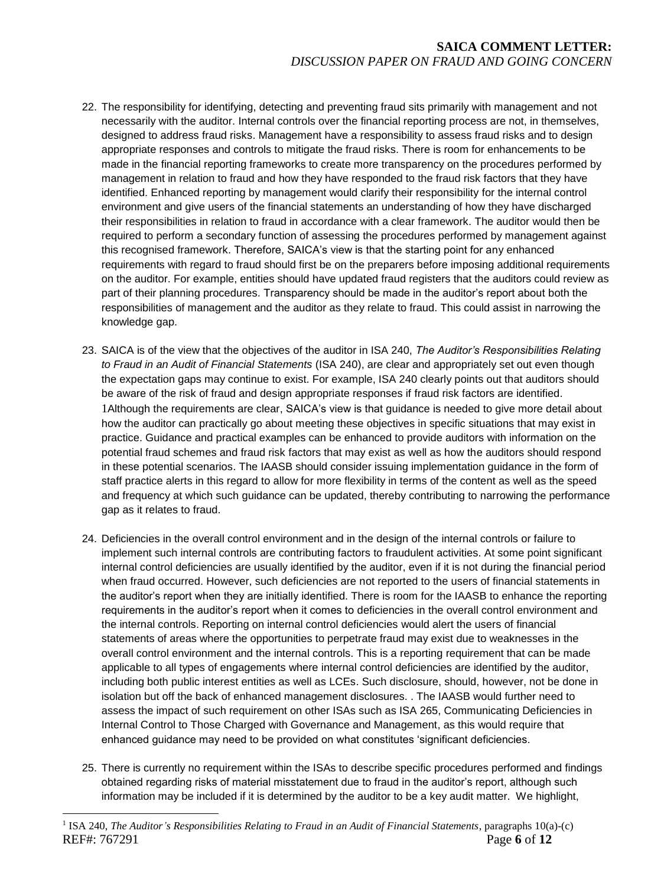22. The responsibility for identifying, detecting and preventing fraud sits primarily with management and not necessarily with the auditor. Internal controls over the financial reporting process are not, in themselves, designed to address fraud risks. Management have a responsibility to assess fraud risks and to design appropriate responses and controls to mitigate the fraud risks. There is room for enhancements to be made in the financial reporting frameworks to create more transparency on the procedures performed by management in relation to fraud and how they have responded to the fraud risk factors that they have identified. Enhanced reporting by management would clarify their responsibility for the internal control environment and give users of the financial statements an understanding of how they have discharged their responsibilities in relation to fraud in accordance with a clear framework. The auditor would then be required to perform a secondary function of assessing the procedures performed by management against this recognised framework. Therefore, SAICA's view is that the starting point for any enhanced requirements with regard to fraud should first be on the preparers before imposing additional requirements on the auditor. For example, entities should have updated fraud registers that the auditors could review as part of their planning procedures. Transparency should be made in the auditor's report about both the responsibilities of management and the auditor as they relate to fraud. This could assist in narrowing the knowledge gap.

23. SAICA is of the view that the objectives of the auditor in ISA 240, *The Auditor's Responsibilities Relating to Fraud in an Audit of Financial Statements* (ISA 240), are clear and appropriately set out even though the expectation gaps may continue to exist. For example, ISA 240 clearly points out that auditors should be aware of the risk of fraud and design appropriate responses if fraud risk factors are identified. [1] Although the requirements are clear, SAICA's view is that guidance is needed to give more detail about how the auditor can practically go about meeting these objectives in specific situations that may exist in practice. Guidance and practical examples can be enhanced to provide auditors with information on the potential fraud schemes and fraud risk factors that may exist as well as how the auditors should respond in these potential scenarios. The IAASB should consider issuing implementation guidance in the form of staff practice alerts in this regard to allow for more flexibility in terms of the content as well as the speed and frequency at which such guidance can be updated, thereby contributing to narrowing the performance gap as it relates to fraud.

24. Deficiencies in the overall control environment and in the design of the internal controls or failure to implement such internal controls are contributing factors to fraudulent activities. At some point significant internal control deficiencies are usually identified by the auditor, even if it is not during the financial period when fraud occurred. However, such deficiencies are not reported to the users of financial statements in the auditor's report when they are initially identified. There is room for the IAASB to enhance the reporting requirements in the auditor's report when it comes to deficiencies in the overall control environment and the internal controls. Reporting on internal control deficiencies would alert the users of financial statements of areas where the opportunities to perpetrate fraud may exist due to weaknesses in the overall control environment and the internal controls. This is a reporting requirement that can be made applicable to all types of engagements where internal control deficiencies are identified by the auditor, including both public interest entities as well as LCEs. Such disclosure, should, however, not be done in isolation but off the back of enhanced management disclosures. . The IAASB would further need to assess the impact of such requirement on other ISAs such as ISA 265, Communicating Deficiencies in Internal Control to Those Charged with Governance and Management, as this would require that enhanced guidance may need to be provided on what constitutes 'significant deficiencies.

25. There is currently no requirement within the ISAs to describe specific procedures performed and findings obtained regarding risks of material misstatement due to fraud in the auditor's report, although such information may be included if it is determined by the auditor to be a key audit matter. We highlight,

[1] ISA 240, *The Auditor's Responsibilities Relating to Fraud in an Audit of Financial Statements*, paragraphs 10(a)-(c)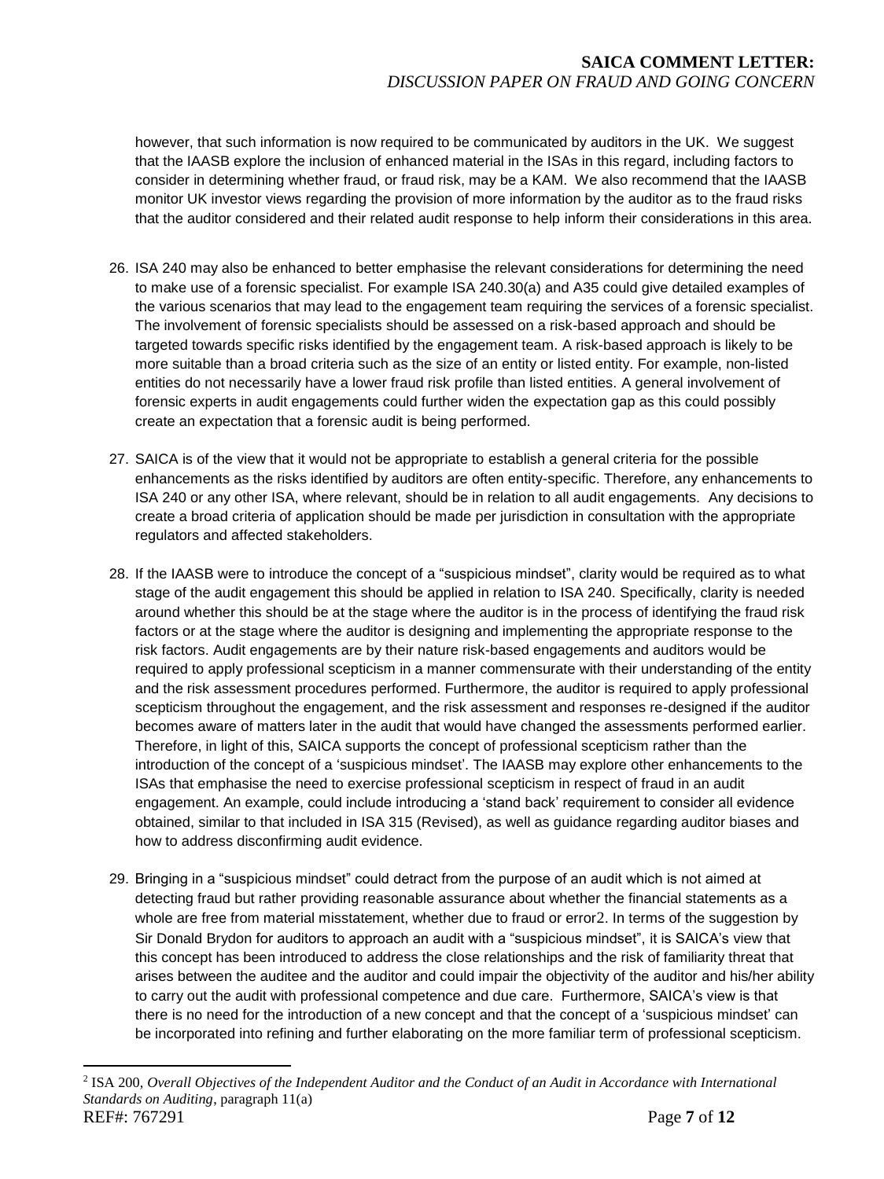however, that such information is now required to be communicated by auditors in the UK. We suggest that the IAASB explore the inclusion of enhanced material in the ISAs in this regard, including factors to consider in determining whether fraud, or fraud risk, may be a KAM. We also recommend that the IAASB monitor UK investor views regarding the provision of more information by the auditor as to the fraud risks that the auditor considered and their related audit response to help inform their considerations in this area.

26. ISA 240 may also be enhanced to better emphasise the relevant considerations for determining the need to make use of a forensic specialist. For example ISA 240.30(a) and A35 could give detailed examples of the various scenarios that may lead to the engagement team requiring the services of a forensic specialist. The involvement of forensic specialists should be assessed on a risk-based approach and should be targeted towards specific risks identified by the engagement team. A risk-based approach is likely to be more suitable than a broad criteria such as the size of an entity or listed entity. For example, non-listed entities do not necessarily have a lower fraud risk profile than listed entities. A general involvement of forensic experts in audit engagements could further widen the expectation gap as this could possibly create an expectation that a forensic audit is being performed.

27. SAICA is of the view that it would not be appropriate to establish a general criteria for the possible enhancements as the risks identified by auditors are often entity-specific. Therefore, any enhancements to ISA 240 or any other ISA, where relevant, should be in relation to all audit engagements. Any decisions to create a broad criteria of application should be made per jurisdiction in consultation with the appropriate regulators and affected stakeholders.

28. If the IAASB were to introduce the concept of a "suspicious mindset", clarity would be required as to what stage of the audit engagement this should be applied in relation to ISA 240. Specifically, clarity is needed around whether this should be at the stage where the auditor is in the process of identifying the fraud risk factors or at the stage where the auditor is designing and implementing the appropriate response to the risk factors. Audit engagements are by their nature risk-based engagements and auditors would be required to apply professional scepticism in a manner commensurate with their understanding of the entity and the risk assessment procedures performed. Furthermore, the auditor is required to apply professional scepticism throughout the engagement, and the risk assessment and responses re-designed if the auditor becomes aware of matters later in the audit that would have changed the assessments performed earlier. Therefore, in light of this, SAICA supports the concept of professional scepticism rather than the introduction of the concept of a 'suspicious mindset'. The IAASB may explore other enhancements to the ISAs that emphasise the need to exercise professional scepticism in respect of fraud in an audit engagement. An example, could include introducing a 'stand back' requirement to consider all evidence obtained, similar to that included in ISA 315 (Revised), as well as guidance regarding auditor biases and how to address disconfirming audit evidence.

29. Bringing in a "suspicious mindset" could detract from the purpose of an audit which is not aimed at detecting fraud but rather providing reasonable assurance about whether the financial statements as a whole are free from material misstatement, whether due to fraud or error[2]. In terms of the suggestion by Sir Donald Brydon for auditors to approach an audit with a "suspicious mindset", it is SAICA's view that this concept has been introduced to address the close relationships and the risk of familiarity threat that arises between the auditee and the auditor and could impair the objectivity of the auditor and his/her ability to carry out the audit with professional competence and due care. Furthermore, SAICA's view is that there is no need for the introduction of a new concept and that the concept of a 'suspicious mindset' can be incorporated into refining and further elaborating on the more familiar term of professional scepticism.

[2] ISA 200, *Overall Objectives of the Independent Auditor and the Conduct of an Audit in Accordance with International Standards on Auditing*, paragraph 11(a)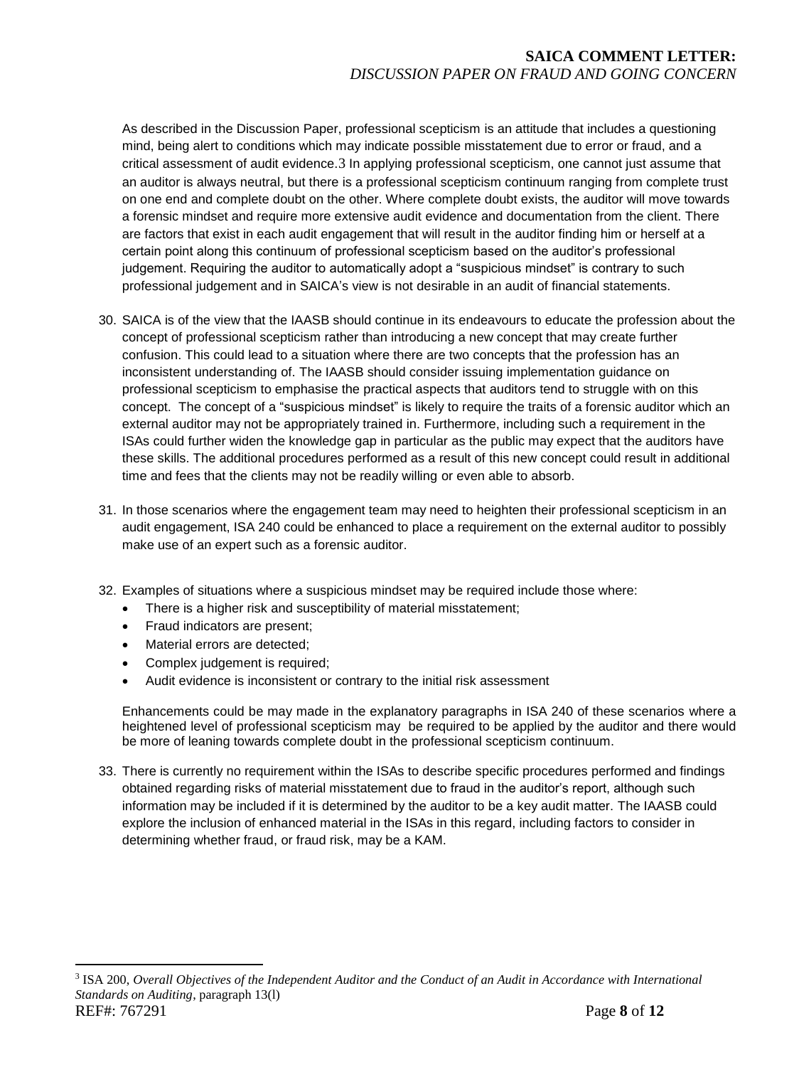As described in the Discussion Paper, professional scepticism is an attitude that includes a questioning mind, being alert to conditions which may indicate possible misstatement due to error or fraud, and a critical assessment of audit evidence.[3] In applying professional scepticism, one cannot just assume that an auditor is always neutral, but there is a professional scepticism continuum ranging from complete trust on one end and complete doubt on the other. Where complete doubt exists, the auditor will move towards a forensic mindset and require more extensive audit evidence and documentation from the client. There are factors that exist in each audit engagement that will result in the auditor finding him or herself at a certain point along this continuum of professional scepticism based on the auditor's professional judgement. Requiring the auditor to automatically adopt a "suspicious mindset" is contrary to such professional judgement and in SAICA's view is not desirable in an audit of financial statements.

30. SAICA is of the view that the IAASB should continue in its endeavours to educate the profession about the concept of professional scepticism rather than introducing a new concept that may create further confusion. This could lead to a situation where there are two concepts that the profession has an inconsistent understanding of. The IAASB should consider issuing implementation guidance on professional scepticism to emphasise the practical aspects that auditors tend to struggle with on this concept. The concept of a "suspicious mindset" is likely to require the traits of a forensic auditor which an external auditor may not be appropriately trained in. Furthermore, including such a requirement in the ISAs could further widen the knowledge gap in particular as the public may expect that the auditors have these skills. The additional procedures performed as a result of this new concept could result in additional time and fees that the clients may not be readily willing or even able to absorb.

31. In those scenarios where the engagement team may need to heighten their professional scepticism in an audit engagement, ISA 240 could be enhanced to place a requirement on the external auditor to possibly make use of an expert such as a forensic auditor.

32. Examples of situations where a suspicious mindset may be required include those where:
    - There is a higher risk and susceptibility of material misstatement;
    - Fraud indicators are present;
    - Material errors are detected;
    - Complex judgement is required;
    - Audit evidence is inconsistent or contrary to the initial risk assessment

    Enhancements could be may made in the explanatory paragraphs in ISA 240 of these scenarios where a heightened level of professional scepticism may be required to be applied by the auditor and there would be more of leaning towards complete doubt in the professional scepticism continuum.

33. There is currently no requirement within the ISAs to describe specific procedures performed and findings obtained regarding risks of material misstatement due to fraud in the auditor's report, although such information may be included if it is determined by the auditor to be a key audit matter. The IAASB could explore the inclusion of enhanced material in the ISAs in this regard, including factors to consider in determining whether fraud, or fraud risk, may be a KAM.

[3] ISA 200, *Overall Objectives of the Independent Auditor and the Conduct of an Audit in Accordance with International Standards on Auditing*, paragraph 13(l)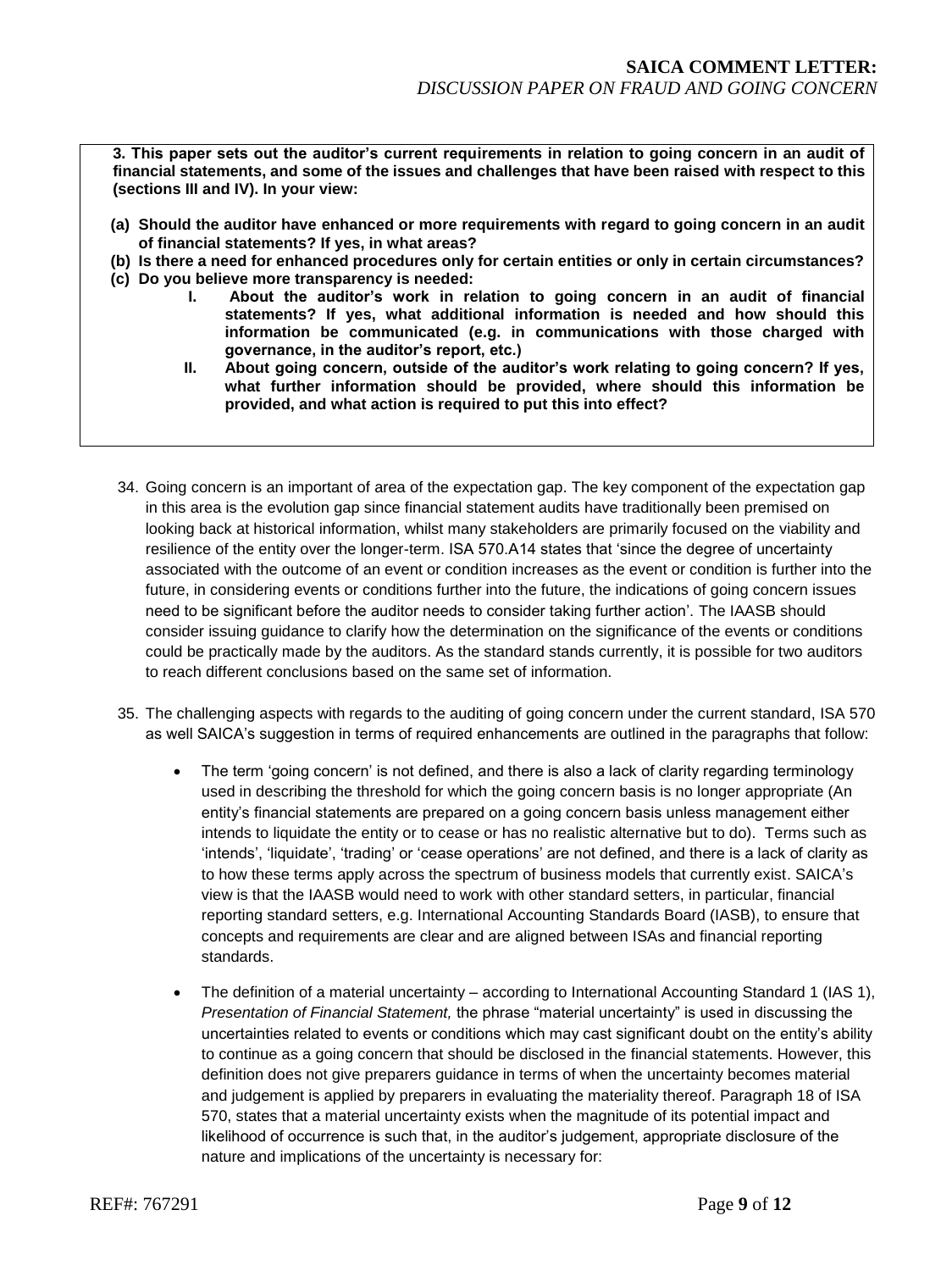**3. This paper sets out the auditor's current requirements in relation to going concern in an audit of financial statements, and some of the issues and challenges that have been raised with respect to this (sections III and IV). In your view:**

**(a) Should the auditor have enhanced or more requirements with regard to going concern in an audit of financial statements? If yes, in what areas?**

**(b) Is there a need for enhanced procedures only for certain entities or only in certain circumstances?**

**(c) Do you believe more transparency is needed:**

**I. About the auditor's work in relation to going concern in an audit of financial statements? If yes, what additional information is needed and how should this information be communicated (e.g. in communications with those charged with governance, in the auditor's report, etc.)**

**II. About going concern, outside of the auditor's work relating to going concern? If yes, what further information should be provided, where should this information be provided, and what action is required to put this into effect?**

34. Going concern is an important of area of the expectation gap. The key component of the expectation gap in this area is the evolution gap since financial statement audits have traditionally been premised on looking back at historical information, whilst many stakeholders are primarily focused on the viability and resilience of the entity over the longer-term. ISA 570.A14 states that 'since the degree of uncertainty associated with the outcome of an event or condition increases as the event or condition is further into the future, in considering events or conditions further into the future, the indications of going concern issues need to be significant before the auditor needs to consider taking further action'. The IAASB should consider issuing guidance to clarify how the determination on the significance of the events or conditions could be practically made by the auditors. As the standard stands currently, it is possible for two auditors to reach different conclusions based on the same set of information.

35. The challenging aspects with regards to the auditing of going concern under the current standard, ISA 570 as well SAICA's suggestion in terms of required enhancements are outlined in the paragraphs that follow:

- The term 'going concern' is not defined, and there is also a lack of clarity regarding terminology used in describing the threshold for which the going concern basis is no longer appropriate (An entity's financial statements are prepared on a going concern basis unless management either intends to liquidate the entity or to cease or has no realistic alternative but to do). Terms such as 'intends', 'liquidate', 'trading' or 'cease operations' are not defined, and there is a lack of clarity as to how these terms apply across the spectrum of business models that currently exist. SAICA's view is that the IAASB would need to work with other standard setters, in particular, financial reporting standard setters, e.g. International Accounting Standards Board (IASB), to ensure that concepts and requirements are clear and are aligned between ISAs and financial reporting standards.

- The definition of a material uncertainty – according to International Accounting Standard 1 (IAS 1), *Presentation of Financial Statement,* the phrase "material uncertainty" is used in discussing the uncertainties related to events or conditions which may cast significant doubt on the entity's ability to continue as a going concern that should be disclosed in the financial statements. However, this definition does not give preparers guidance in terms of when the uncertainty becomes material and judgement is applied by preparers in evaluating the materiality thereof. Paragraph 18 of ISA 570, states that a material uncertainty exists when the magnitude of its potential impact and likelihood of occurrence is such that, in the auditor's judgement, appropriate disclosure of the nature and implications of the uncertainty is necessary for: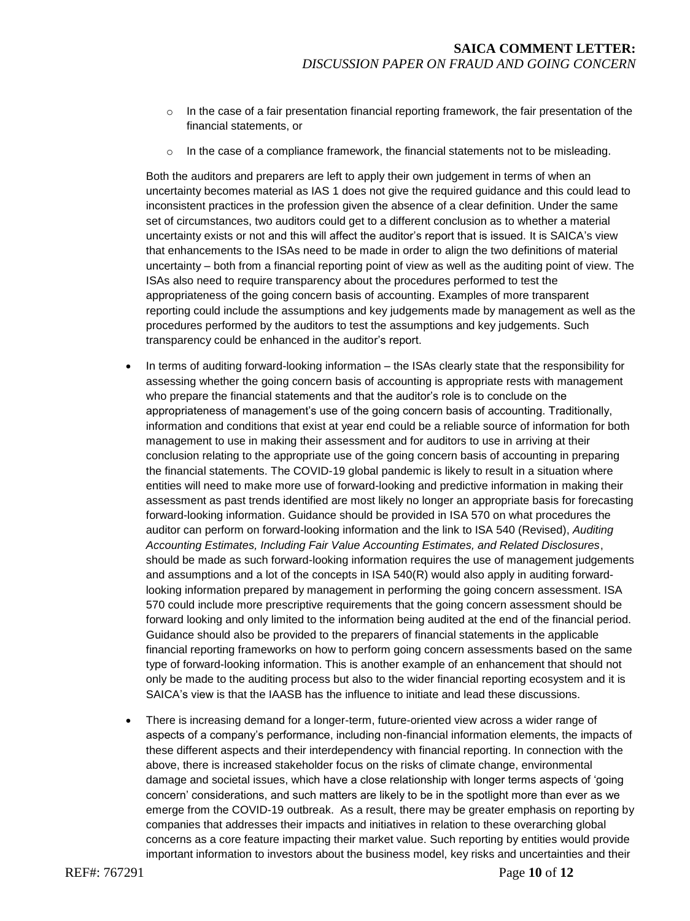- In the case of a fair presentation financial reporting framework, the fair presentation of the financial statements, or
  - In the case of a compliance framework, the financial statements not to be misleading.

  Both the auditors and preparers are left to apply their own judgement in terms of when an uncertainty becomes material as IAS 1 does not give the required guidance and this could lead to inconsistent practices in the profession given the absence of a clear definition. Under the same set of circumstances, two auditors could get to a different conclusion as to whether a material uncertainty exists or not and this will affect the auditor's report that is issued. It is SAICA's view that enhancements to the ISAs need to be made in order to align the two definitions of material uncertainty – both from a financial reporting point of view as well as the auditing point of view. The ISAs also need to require transparency about the procedures performed to test the appropriateness of the going concern basis of accounting. Examples of more transparent reporting could include the assumptions and key judgements made by management as well as the procedures performed by the auditors to test the assumptions and key judgements. Such transparency could be enhanced in the auditor's report.

- In terms of auditing forward-looking information – the ISAs clearly state that the responsibility for assessing whether the going concern basis of accounting is appropriate rests with management who prepare the financial statements and that the auditor's role is to conclude on the appropriateness of management's use of the going concern basis of accounting. Traditionally, information and conditions that exist at year end could be a reliable source of information for both management to use in making their assessment and for auditors to use in arriving at their conclusion relating to the appropriate use of the going concern basis of accounting in preparing the financial statements. The COVID-19 global pandemic is likely to result in a situation where entities will need to make more use of forward-looking and predictive information in making their assessment as past trends identified are most likely no longer an appropriate basis for forecasting forward-looking information. Guidance should be provided in ISA 570 on what procedures the auditor can perform on forward-looking information and the link to ISA 540 (Revised), *Auditing Accounting Estimates, Including Fair Value Accounting Estimates, and Related Disclosures*, should be made as such forward-looking information requires the use of management judgements and assumptions and a lot of the concepts in ISA 540(R) would also apply in auditing forward-looking information prepared by management in performing the going concern assessment. ISA 570 could include more prescriptive requirements that the going concern assessment should be forward looking and only limited to the information being audited at the end of the financial period. Guidance should also be provided to the preparers of financial statements in the applicable financial reporting frameworks on how to perform going concern assessments based on the same type of forward-looking information. This is another example of an enhancement that should not only be made to the auditing process but also to the wider financial reporting ecosystem and it is SAICA's view is that the IAASB has the influence to initiate and lead these discussions.

- There is increasing demand for a longer-term, future-oriented view across a wider range of aspects of a company's performance, including non-financial information elements, the impacts of these different aspects and their interdependency with financial reporting. In connection with the above, there is increased stakeholder focus on the risks of climate change, environmental damage and societal issues, which have a close relationship with longer terms aspects of 'going concern' considerations, and such matters are likely to be in the spotlight more than ever as we emerge from the COVID-19 outbreak. As a result, there may be greater emphasis on reporting by companies that addresses their impacts and initiatives in relation to these overarching global concerns as a core feature impacting their market value. Such reporting by entities would provide important information to investors about the business model, key risks and uncertainties and their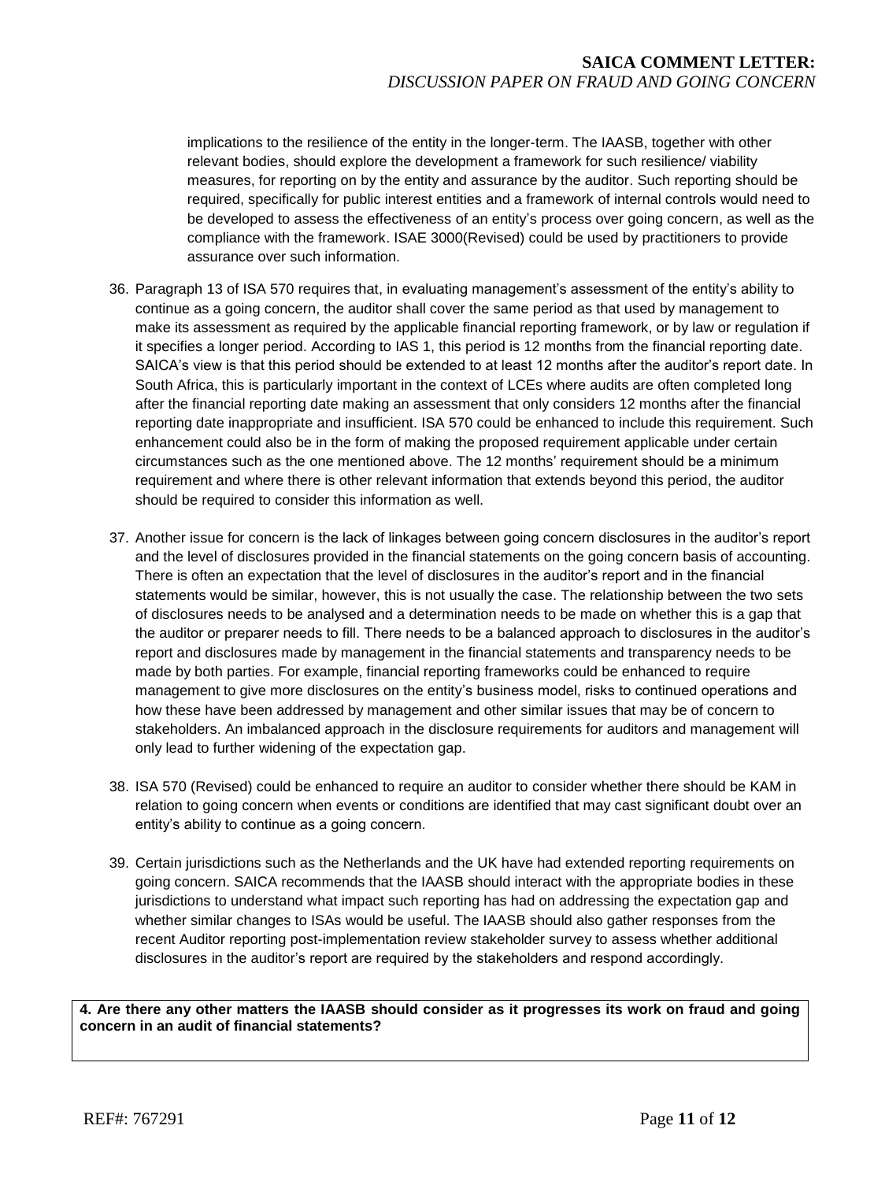implications to the resilience of the entity in the longer-term. The IAASB, together with other relevant bodies, should explore the development a framework for such resilience/ viability measures, for reporting on by the entity and assurance by the auditor. Such reporting should be required, specifically for public interest entities and a framework of internal controls would need to be developed to assess the effectiveness of an entity's process over going concern, as well as the compliance with the framework. ISAE 3000(Revised) could be used by practitioners to provide assurance over such information.

36. Paragraph 13 of ISA 570 requires that, in evaluating management's assessment of the entity's ability to continue as a going concern, the auditor shall cover the same period as that used by management to make its assessment as required by the applicable financial reporting framework, or by law or regulation if it specifies a longer period. According to IAS 1, this period is 12 months from the financial reporting date. SAICA's view is that this period should be extended to at least 12 months after the auditor's report date. In South Africa, this is particularly important in the context of LCEs where audits are often completed long after the financial reporting date making an assessment that only considers 12 months after the financial reporting date inappropriate and insufficient. ISA 570 could be enhanced to include this requirement. Such enhancement could also be in the form of making the proposed requirement applicable under certain circumstances such as the one mentioned above. The 12 months' requirement should be a minimum requirement and where there is other relevant information that extends beyond this period, the auditor should be required to consider this information as well.

37. Another issue for concern is the lack of linkages between going concern disclosures in the auditor's report and the level of disclosures provided in the financial statements on the going concern basis of accounting. There is often an expectation that the level of disclosures in the auditor's report and in the financial statements would be similar, however, this is not usually the case. The relationship between the two sets of disclosures needs to be analysed and a determination needs to be made on whether this is a gap that the auditor or preparer needs to fill. There needs to be a balanced approach to disclosures in the auditor's report and disclosures made by management in the financial statements and transparency needs to be made by both parties. For example, financial reporting frameworks could be enhanced to require management to give more disclosures on the entity's business model, risks to continued operations and how these have been addressed by management and other similar issues that may be of concern to stakeholders. An imbalanced approach in the disclosure requirements for auditors and management will only lead to further widening of the expectation gap.

38. ISA 570 (Revised) could be enhanced to require an auditor to consider whether there should be KAM in relation to going concern when events or conditions are identified that may cast significant doubt over an entity's ability to continue as a going concern.

39. Certain jurisdictions such as the Netherlands and the UK have had extended reporting requirements on going concern. SAICA recommends that the IAASB should interact with the appropriate bodies in these jurisdictions to understand what impact such reporting has had on addressing the expectation gap and whether similar changes to ISAs would be useful. The IAASB should also gather responses from the recent Auditor reporting post-implementation review stakeholder survey to assess whether additional disclosures in the auditor's report are required by the stakeholders and respond accordingly.

**4. Are there any other matters the IAASB should consider as it progresses its work on fraud and going concern in an audit of financial statements?**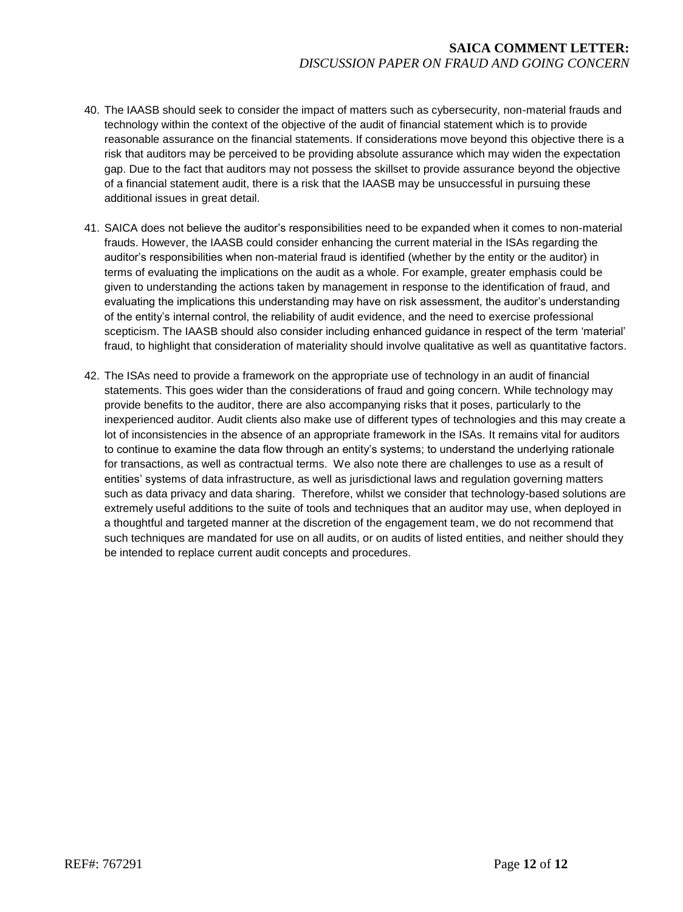40. The IAASB should seek to consider the impact of matters such as cybersecurity, non-material frauds and technology within the context of the objective of the audit of financial statement which is to provide reasonable assurance on the financial statements. If considerations move beyond this objective there is a risk that auditors may be perceived to be providing absolute assurance which may widen the expectation gap. Due to the fact that auditors may not possess the skillset to provide assurance beyond the objective of a financial statement audit, there is a risk that the IAASB may be unsuccessful in pursuing these additional issues in great detail.

41. SAICA does not believe the auditor's responsibilities need to be expanded when it comes to non-material frauds. However, the IAASB could consider enhancing the current material in the ISAs regarding the auditor's responsibilities when non-material fraud is identified (whether by the entity or the auditor) in terms of evaluating the implications on the audit as a whole. For example, greater emphasis could be given to understanding the actions taken by management in response to the identification of fraud, and evaluating the implications this understanding may have on risk assessment, the auditor's understanding of the entity's internal control, the reliability of audit evidence, and the need to exercise professional scepticism. The IAASB should also consider including enhanced guidance in respect of the term 'material' fraud, to highlight that consideration of materiality should involve qualitative as well as quantitative factors.

42. The ISAs need to provide a framework on the appropriate use of technology in an audit of financial statements. This goes wider than the considerations of fraud and going concern. While technology may provide benefits to the auditor, there are also accompanying risks that it poses, particularly to the inexperienced auditor. Audit clients also make use of different types of technologies and this may create a lot of inconsistencies in the absence of an appropriate framework in the ISAs. It remains vital for auditors to continue to examine the data flow through an entity's systems; to understand the underlying rationale for transactions, as well as contractual terms. We also note there are challenges to use as a result of entities' systems of data infrastructure, as well as jurisdictional laws and regulation governing matters such as data privacy and data sharing. Therefore, whilst we consider that technology-based solutions are extremely useful additions to the suite of tools and techniques that an auditor may use, when deployed in a thoughtful and targeted manner at the discretion of the engagement team, we do not recommend that such techniques are mandated for use on all audits, or on audits of listed entities, and neither should they be intended to replace current audit concepts and procedures.